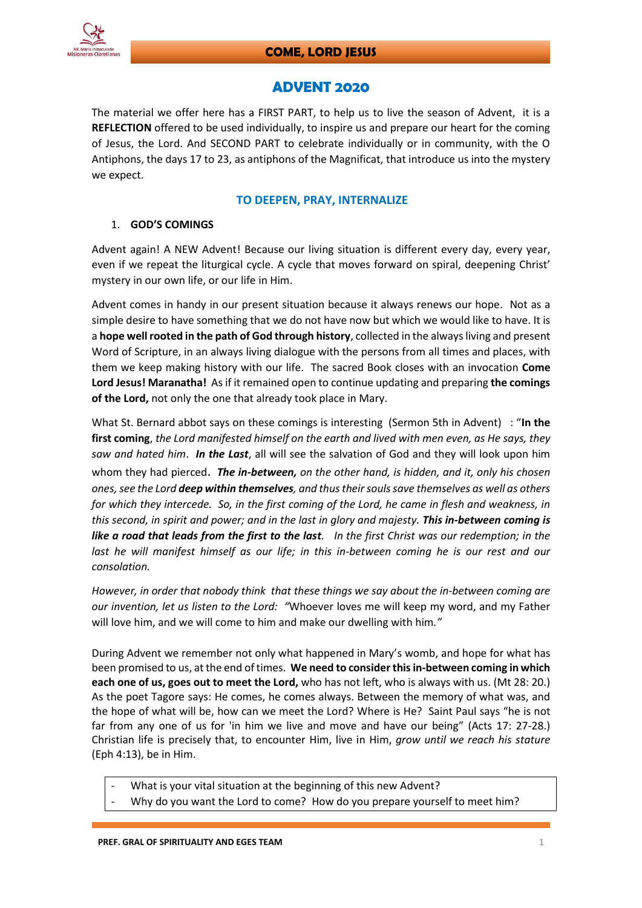**COME, LORD JESUS**

# ADVENT 2020

The material we offer here has a FIRST PART, to help us to live the season of Advent, it is a **REFLECTION** offered to be used individually, to inspire us and prepare our heart for the coming of Jesus, the Lord. And SECOND PART to celebrate individually or in community, with the O Antiphons, the days 17 to 23, as antiphons of the Magnificat, that introduce us into the mystery we expect.

## TO DEEPEN, PRAY, INTERNALIZE

1. **GOD'S COMINGS**

Advent again! A NEW Advent! Because our living situation is different every day, every year, even if we repeat the liturgical cycle. A cycle that moves forward on spiral, deepening Christ' mystery in our own life, or our life in Him.

Advent comes in handy in our present situation because it always renews our hope. Not as a simple desire to have something that we do not have now but which we would like to have. It is a **hope well rooted in the path of God through history**, collected in the always living and present Word of Scripture, in an always living dialogue with the persons from all times and places, with them we keep making history with our life. The sacred Book closes with an invocation **Come Lord Jesus! Maranatha!** As if it remained open to continue updating and preparing **the comings of the Lord,** not only the one that already took place in Mary.

What St. Bernard abbot says on these comings is interesting (Sermon 5th in Advent) : "**In the first coming**, *the Lord manifested himself on the earth and lived with men even, as He says, they saw and hated him*. ***In the Last***, all will see the salvation of God and they will look upon him whom they had pierced**.** ***The in-between,*** *on the other hand, is hidden, and it, only his chosen ones, see the Lord* ***deep within themselves****, and thus their souls save themselves as well as others for which they intercede. So, in the first coming of the Lord, he came in flesh and weakness, in this second, in spirit and power; and in the last in glory and majesty.* ***This in-between coming is like a road that leads from the first to the last****. In the first Christ was our redemption; in the last he will manifest himself as our life; in this in-between coming he is our rest and our consolation.*

*However, in order that nobody think that these things we say about the in-between coming are our invention, let us listen to the Lord: "*Whoever loves me will keep my word, and my Father will love him, and we will come to him and make our dwelling with him.*"*

During Advent we remember not only what happened in Mary's womb, and hope for what has been promised to us, at the end of times. **We need to consider this in-between coming in which each one of us, goes out to meet the Lord,** who has not left, who is always with us. (Mt 28: 20.) As the poet Tagore says: He comes, he comes always. Between the memory of what was, and the hope of what will be, how can we meet the Lord? Where is He? Saint Paul says "he is not far from any one of us for 'in him we live and move and have our being" (Acts 17: 27-28.) Christian life is precisely that, to encounter Him, live in Him, *grow until we reach his stature* (Eph 4:13), be in Him.

- What is your vital situation at the beginning of this new Advent?
- Why do you want the Lord to come? How do you prepare yourself to meet him?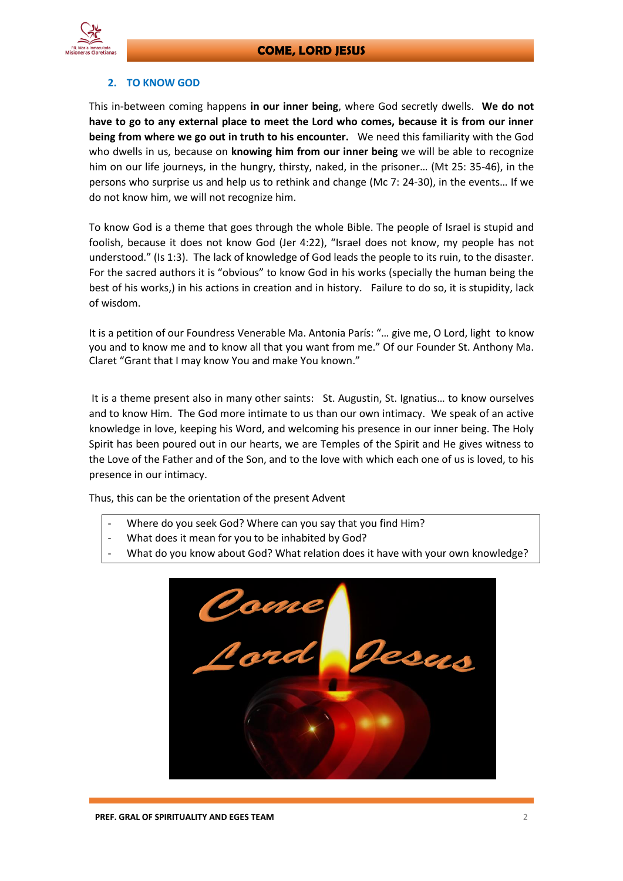## 2. TO KNOW GOD

This in-between coming happens **in our inner being**, where God secretly dwells. **We do not have to go to any external place to meet the Lord who comes, because it is from our inner being from where we go out in truth to his encounter.** We need this familiarity with the God who dwells in us, because on **knowing him from our inner being** we will be able to recognize him on our life journeys, in the hungry, thirsty, naked, in the prisoner… (Mt 25: 35-46), in the persons who surprise us and help us to rethink and change (Mc 7: 24-30), in the events… If we do not know him, we will not recognize him.

To know God is a theme that goes through the whole Bible. The people of Israel is stupid and foolish, because it does not know God (Jer 4:22), "Israel does not know, my people has not understood." (Is 1:3). The lack of knowledge of God leads the people to its ruin, to the disaster. For the sacred authors it is "obvious" to know God in his works (specially the human being the best of his works,) in his actions in creation and in history. Failure to do so, it is stupidity, lack of wisdom.

It is a petition of our Foundress Venerable Ma. Antonia París: "… give me, O Lord, light to know you and to know me and to know all that you want from me." Of our Founder St. Anthony Ma. Claret "Grant that I may know You and make You known."

It is a theme present also in many other saints: St. Augustin, St. Ignatius… to know ourselves and to know Him. The God more intimate to us than our own intimacy. We speak of an active knowledge in love, keeping his Word, and welcoming his presence in our inner being. The Holy Spirit has been poured out in our hearts, we are Temples of the Spirit and He gives witness to the Love of the Father and of the Son, and to the love with which each one of us is loved, to his presence in our intimacy.

Thus, this can be the orientation of the present Advent

- Where do you seek God? Where can you say that you find Him?
- What does it mean for you to be inhabited by God?
- What do you know about God? What relation does it have with your own knowledge?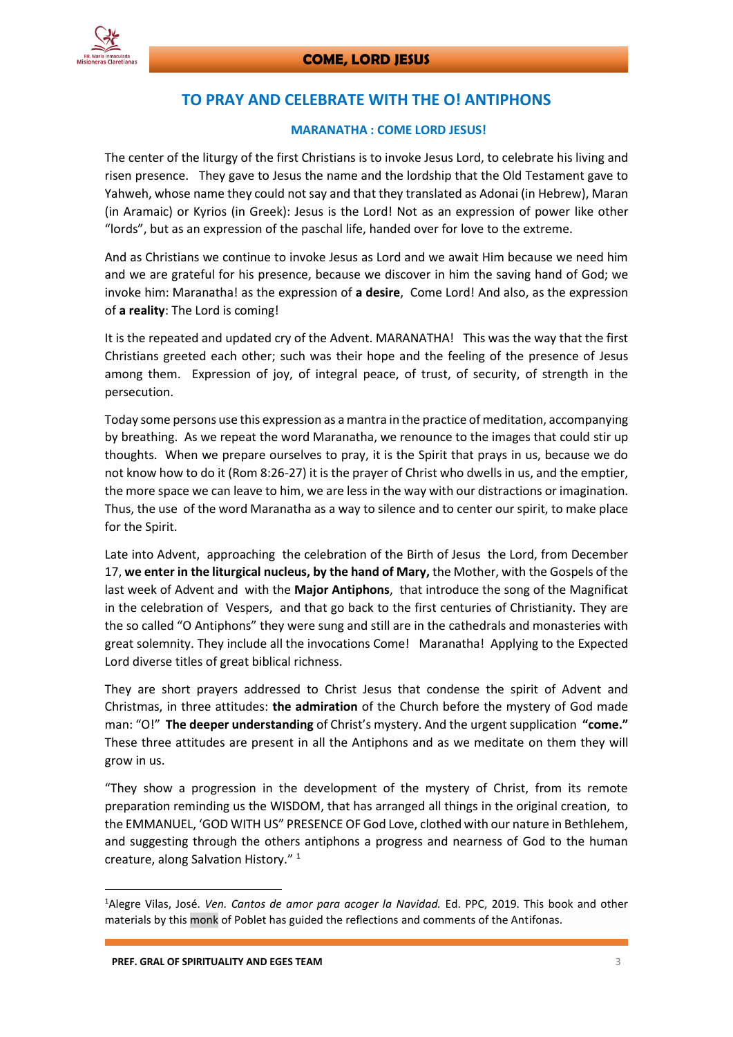## TO PRAY AND CELEBRATE WITH THE O! ANTIPHONS

### MARANATHA : COME LORD JESUS!

The center of the liturgy of the first Christians is to invoke Jesus Lord, to celebrate his living and risen presence. They gave to Jesus the name and the lordship that the Old Testament gave to Yahweh, whose name they could not say and that they translated as Adonai (in Hebrew), Maran (in Aramaic) or Kyrios (in Greek): Jesus is the Lord! Not as an expression of power like other "lords", but as an expression of the paschal life, handed over for love to the extreme.

And as Christians we continue to invoke Jesus as Lord and we await Him because we need him and we are grateful for his presence, because we discover in him the saving hand of God; we invoke him: Maranatha! as the expression of **a desire**, Come Lord! And also, as the expression of **a reality**: The Lord is coming!

It is the repeated and updated cry of the Advent. MARANATHA! This was the way that the first Christians greeted each other; such was their hope and the feeling of the presence of Jesus among them. Expression of joy, of integral peace, of trust, of security, of strength in the persecution.

Today some persons use this expression as a mantra in the practice of meditation, accompanying by breathing. As we repeat the word Maranatha, we renounce to the images that could stir up thoughts. When we prepare ourselves to pray, it is the Spirit that prays in us, because we do not know how to do it (Rom 8:26-27) it is the prayer of Christ who dwells in us, and the emptier, the more space we can leave to him, we are less in the way with our distractions or imagination. Thus, the use of the word Maranatha as a way to silence and to center our spirit, to make place for the Spirit.

Late into Advent, approaching the celebration of the Birth of Jesus the Lord, from December 17, **we enter in the liturgical nucleus, by the hand of Mary,** the Mother, with the Gospels of the last week of Advent and with the **Major Antiphons**, that introduce the song of the Magnificat in the celebration of Vespers, and that go back to the first centuries of Christianity. They are the so called "O Antiphons" they were sung and still are in the cathedrals and monasteries with great solemnity. They include all the invocations Come! Maranatha! Applying to the Expected Lord diverse titles of great biblical richness.

They are short prayers addressed to Christ Jesus that condense the spirit of Advent and Christmas, in three attitudes: **the admiration** of the Church before the mystery of God made man: "O!" **The deeper understanding** of Christ's mystery. And the urgent supplication **"come."** These three attitudes are present in all the Antiphons and as we meditate on them they will grow in us.

"They show a progression in the development of the mystery of Christ, from its remote preparation reminding us the WISDOM, that has arranged all things in the original creation, to the EMMANUEL, 'GOD WITH US" PRESENCE OF God Love, clothed with our nature in Bethlehem, and suggesting through the others antiphons a progress and nearness of God to the human creature, along Salvation History." [1]

---

[1]Alegre Vilas, José. *Ven. Cantos de amor para acoger la Navidad.* Ed. PPC, 2019. This book and other materials by this monk of Poblet has guided the reflections and comments of the Antifonas.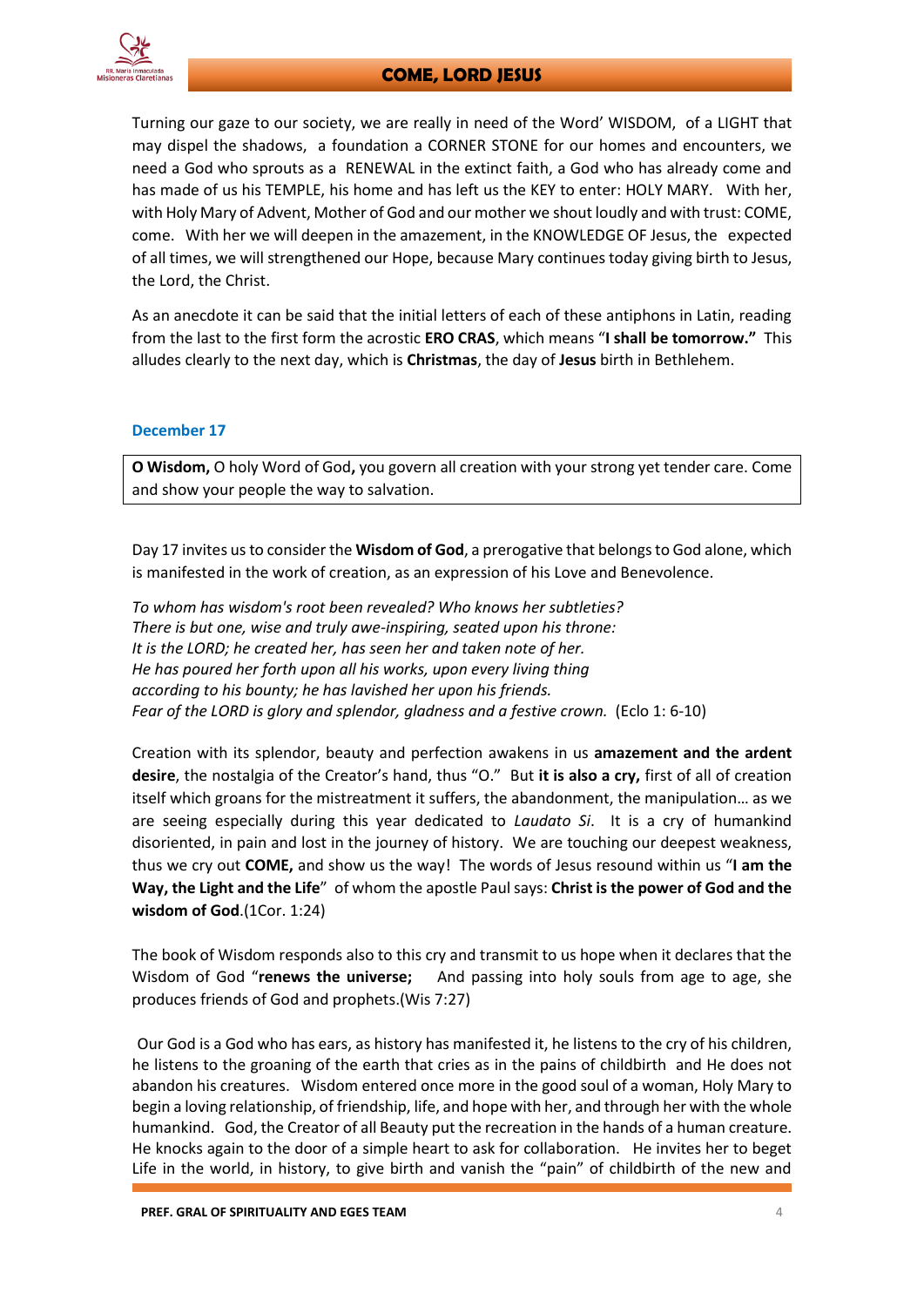Turning our gaze to our society, we are really in need of the Word' WISDOM, of a LIGHT that may dispel the shadows, a foundation a CORNER STONE for our homes and encounters, we need a God who sprouts as a RENEWAL in the extinct faith, a God who has already come and has made of us his TEMPLE, his home and has left us the KEY to enter: HOLY MARY. With her, with Holy Mary of Advent, Mother of God and our mother we shout loudly and with trust: COME, come. With her we will deepen in the amazement, in the KNOWLEDGE OF Jesus, the expected of all times, we will strengthened our Hope, because Mary continues today giving birth to Jesus, the Lord, the Christ.

As an anecdote it can be said that the initial letters of each of these antiphons in Latin, reading from the last to the first form the acrostic **ERO CRAS**, which means "**I shall be tomorrow."** This alludes clearly to the next day, which is **Christmas**, the day of **Jesus** birth in Bethlehem.

### December 17

> **O Wisdom,** O holy Word of God**,** you govern all creation with your strong yet tender care. Come and show your people the way to salvation.

Day 17 invites us to consider the **Wisdom of God**, a prerogative that belongs to God alone, which is manifested in the work of creation, as an expression of his Love and Benevolence.

*To whom has wisdom's root been revealed? Who knows her subtleties?*
*There is but one, wise and truly awe-inspiring, seated upon his throne:*
*It is the LORD; he created her, has seen her and taken note of her.*
*He has poured her forth upon all his works, upon every living thing*
*according to his bounty; he has lavished her upon his friends.*
*Fear of the LORD is glory and splendor, gladness and a festive crown.* (Eclo 1: 6-10)

Creation with its splendor, beauty and perfection awakens in us **amazement and the ardent desire**, the nostalgia of the Creator's hand, thus "O." But **it is also a cry,** first of all of creation itself which groans for the mistreatment it suffers, the abandonment, the manipulation… as we are seeing especially during this year dedicated to *Laudato Si*. It is a cry of humankind disoriented, in pain and lost in the journey of history. We are touching our deepest weakness, thus we cry out **COME,** and show us the way! The words of Jesus resound within us "**I am the Way, the Light and the Life**" of whom the apostle Paul says: **Christ is the power of God and the wisdom of God**.(1Cor. 1:24)

The book of Wisdom responds also to this cry and transmit to us hope when it declares that the Wisdom of God "**renews the universe;** And passing into holy souls from age to age, she produces friends of God and prophets.(Wis 7:27)

Our God is a God who has ears, as history has manifested it, he listens to the cry of his children, he listens to the groaning of the earth that cries as in the pains of childbirth and He does not abandon his creatures. Wisdom entered once more in the good soul of a woman, Holy Mary to begin a loving relationship, of friendship, life, and hope with her, and through her with the whole humankind. God, the Creator of all Beauty put the recreation in the hands of a human creature. He knocks again to the door of a simple heart to ask for collaboration. He invites her to beget Life in the world, in history, to give birth and vanish the "pain" of childbirth of the new and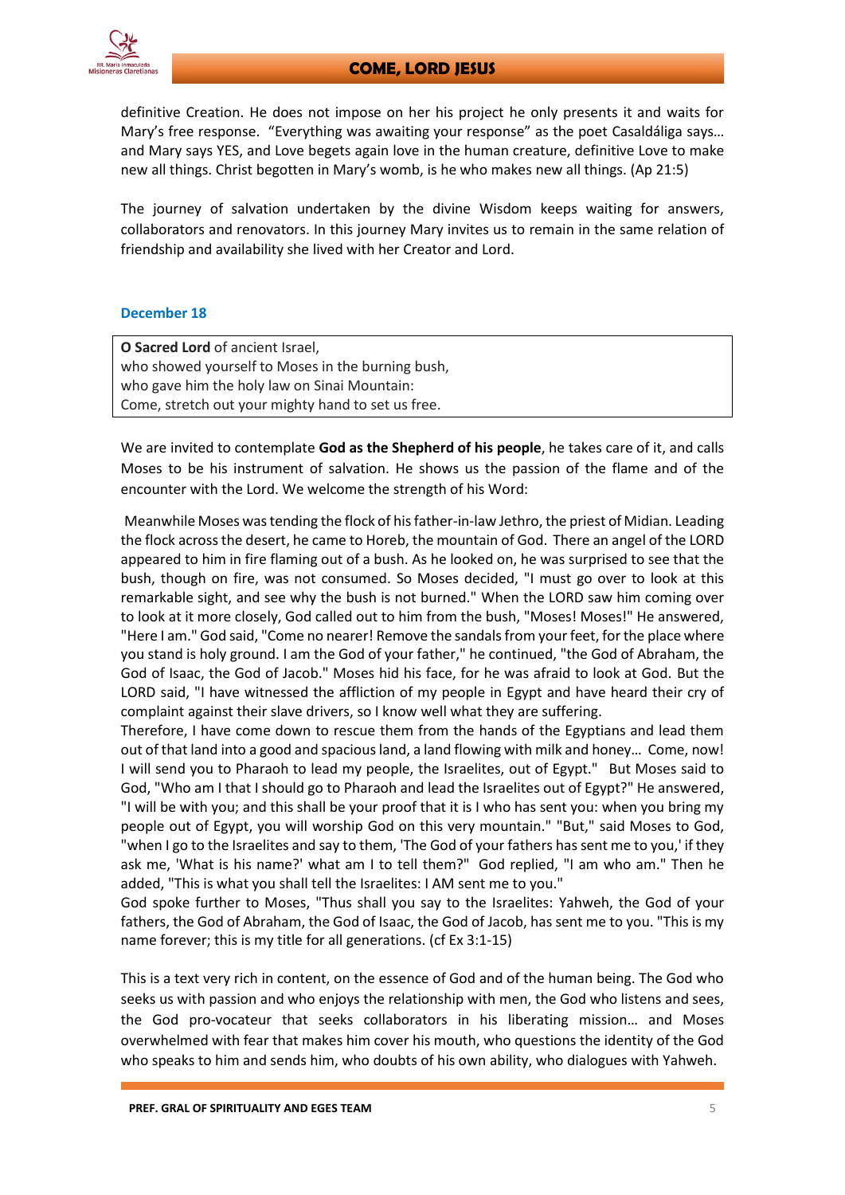definitive Creation. He does not impose on her his project he only presents it and waits for Mary's free response. "Everything was awaiting your response" as the poet Casaldáliga says… and Mary says YES, and Love begets again love in the human creature, definitive Love to make new all things. Christ begotten in Mary's womb, is he who makes new all things. (Ap 21:5)

The journey of salvation undertaken by the divine Wisdom keeps waiting for answers, collaborators and renovators. In this journey Mary invites us to remain in the same relation of friendship and availability she lived with her Creator and Lord.

### December 18

> **O Sacred Lord** of ancient Israel,
> who showed yourself to Moses in the burning bush,
> who gave him the holy law on Sinai Mountain:
> Come, stretch out your mighty hand to set us free.

We are invited to contemplate **God as the Shepherd of his people**, he takes care of it, and calls Moses to be his instrument of salvation. He shows us the passion of the flame and of the encounter with the Lord. We welcome the strength of his Word:

Meanwhile Moses was tending the flock of his father-in-law Jethro, the priest of Midian. Leading the flock across the desert, he came to Horeb, the mountain of God. There an angel of the LORD appeared to him in fire flaming out of a bush. As he looked on, he was surprised to see that the bush, though on fire, was not consumed. So Moses decided, "I must go over to look at this remarkable sight, and see why the bush is not burned." When the LORD saw him coming over to look at it more closely, God called out to him from the bush, "Moses! Moses!" He answered, "Here I am." God said, "Come no nearer! Remove the sandals from your feet, for the place where you stand is holy ground. I am the God of your father," he continued, "the God of Abraham, the God of Isaac, the God of Jacob." Moses hid his face, for he was afraid to look at God. But the LORD said, "I have witnessed the affliction of my people in Egypt and have heard their cry of complaint against their slave drivers, so I know well what they are suffering.
Therefore, I have come down to rescue them from the hands of the Egyptians and lead them out of that land into a good and spacious land, a land flowing with milk and honey… Come, now! I will send you to Pharaoh to lead my people, the Israelites, out of Egypt." But Moses said to God, "Who am I that I should go to Pharaoh and lead the Israelites out of Egypt?" He answered, "I will be with you; and this shall be your proof that it is I who has sent you: when you bring my people out of Egypt, you will worship God on this very mountain." "But," said Moses to God, "when I go to the Israelites and say to them, 'The God of your fathers has sent me to you,' if they ask me, 'What is his name?' what am I to tell them?" God replied, "I am who am." Then he added, "This is what you shall tell the Israelites: I AM sent me to you."
God spoke further to Moses, "Thus shall you say to the Israelites: Yahweh, the God of your fathers, the God of Abraham, the God of Isaac, the God of Jacob, has sent me to you. "This is my name forever; this is my title for all generations. (cf Ex 3:1-15)

This is a text very rich in content, on the essence of God and of the human being. The God who seeks us with passion and who enjoys the relationship with men, the God who listens and sees, the God pro-vocateur that seeks collaborators in his liberating mission… and Moses overwhelmed with fear that makes him cover his mouth, who questions the identity of the God who speaks to him and sends him, who doubts of his own ability, who dialogues with Yahweh.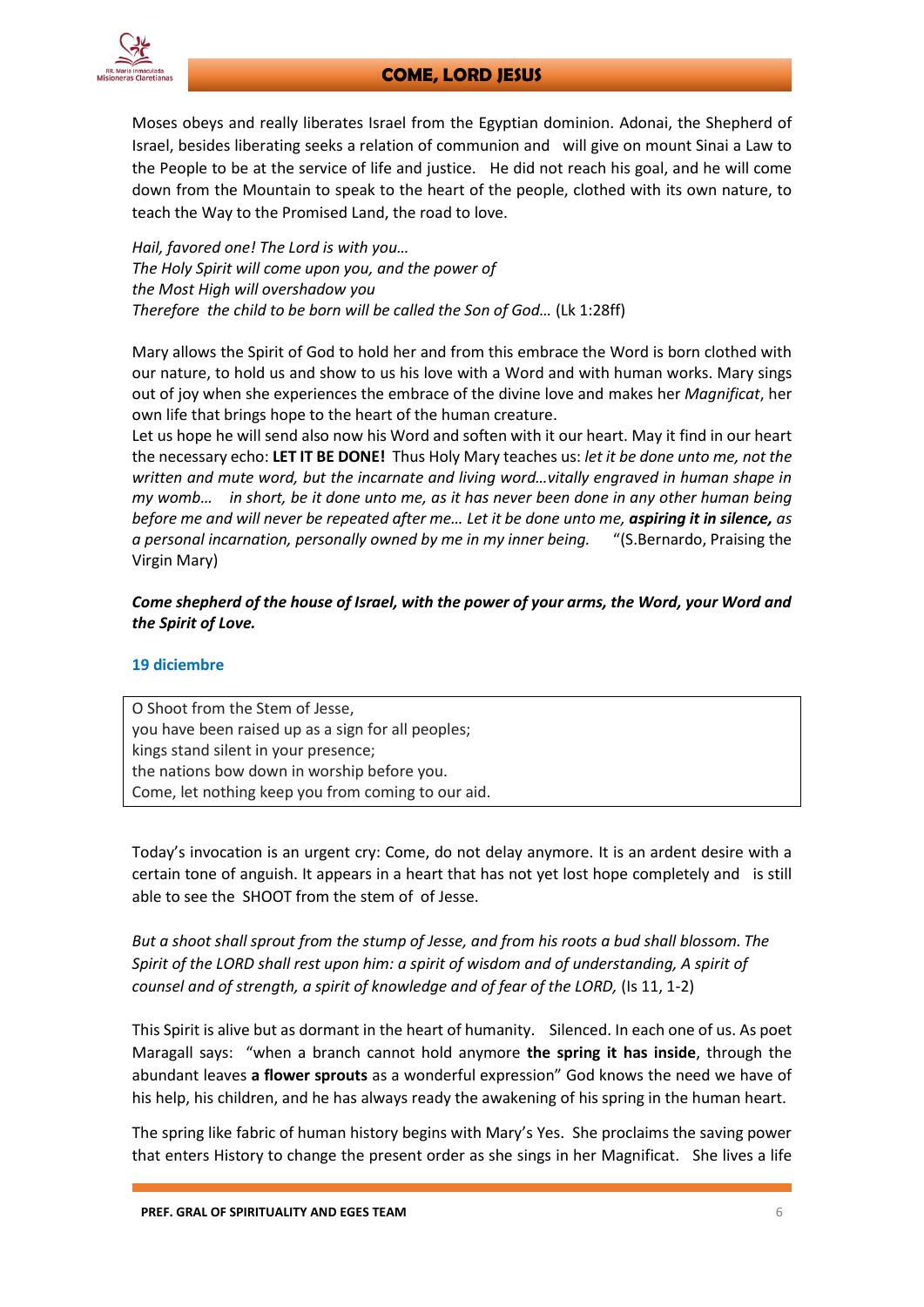Moses obeys and really liberates Israel from the Egyptian dominion. Adonai, the Shepherd of Israel, besides liberating seeks a relation of communion and will give on mount Sinai a Law to the People to be at the service of life and justice. He did not reach his goal, and he will come down from the Mountain to speak to the heart of the people, clothed with its own nature, to teach the Way to the Promised Land, the road to love.

*Hail, favored one! The Lord is with you…*
*The Holy Spirit will come upon you, and the power of*
*the Most High will overshadow you*
*Therefore the child to be born will be called the Son of God…* (Lk 1:28ff)

Mary allows the Spirit of God to hold her and from this embrace the Word is born clothed with our nature, to hold us and show to us his love with a Word and with human works. Mary sings out of joy when she experiences the embrace of the divine love and makes her *Magnificat*, her own life that brings hope to the heart of the human creature.

Let us hope he will send also now his Word and soften with it our heart. May it find in our heart the necessary echo: **LET IT BE DONE!** Thus Holy Mary teaches us: *let it be done unto me, not the written and mute word, but the incarnate and living word…vitally engraved in human shape in my womb… in short, be it done unto me, as it has never been done in any other human being before me and will never be repeated after me… Let it be done unto me,* ***aspiring it in silence,*** *as a personal incarnation, personally owned by me in my inner being.* "(S.Bernardo, Praising the Virgin Mary)

***Come shepherd of the house of Israel, with the power of your arms, the Word, your Word and the Spirit of Love.***

## 19 diciembre

O Shoot from the Stem of Jesse,
you have been raised up as a sign for all peoples;
kings stand silent in your presence;
the nations bow down in worship before you.
Come, let nothing keep you from coming to our aid.

Today's invocation is an urgent cry: Come, do not delay anymore. It is an ardent desire with a certain tone of anguish. It appears in a heart that has not yet lost hope completely and is still able to see the SHOOT from the stem of of Jesse.

*But a shoot shall sprout from the stump of Jesse, and from his roots a bud shall blossom. The Spirit of the LORD shall rest upon him: a spirit of wisdom and of understanding, A spirit of counsel and of strength, a spirit of knowledge and of fear of the LORD,* (Is 11, 1-2)

This Spirit is alive but as dormant in the heart of humanity. Silenced. In each one of us. As poet Maragall says: "when a branch cannot hold anymore **the spring it has inside**, through the abundant leaves **a flower sprouts** as a wonderful expression" God knows the need we have of his help, his children, and he has always ready the awakening of his spring in the human heart.

The spring like fabric of human history begins with Mary's Yes. She proclaims the saving power that enters History to change the present order as she sings in her Magnificat. She lives a life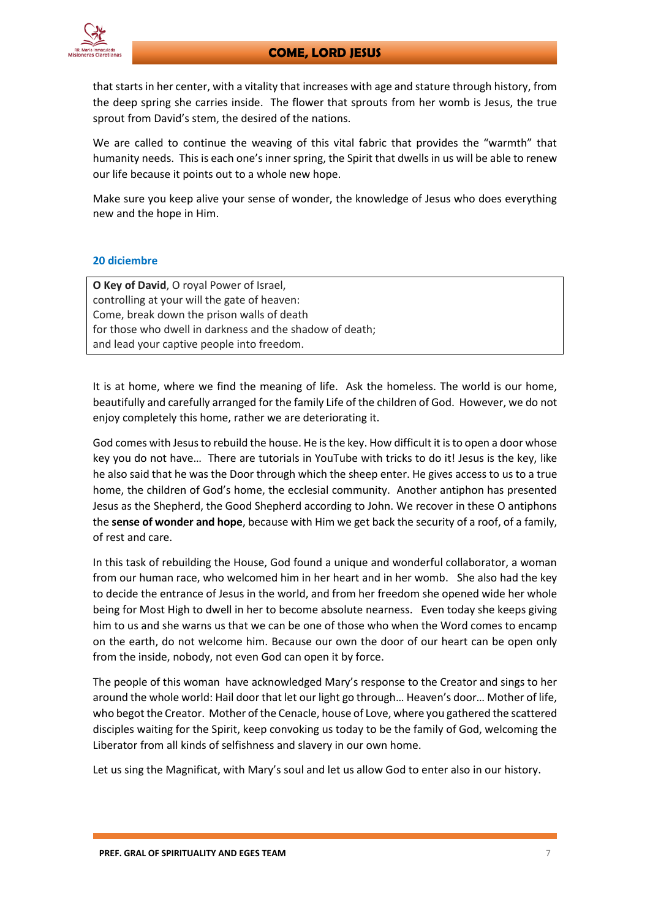that starts in her center, with a vitality that increases with age and stature through history, from the deep spring she carries inside. The flower that sprouts from her womb is Jesus, the true sprout from David's stem, the desired of the nations.

We are called to continue the weaving of this vital fabric that provides the "warmth" that humanity needs. This is each one's inner spring, the Spirit that dwells in us will be able to renew our life because it points out to a whole new hope.

Make sure you keep alive your sense of wonder, the knowledge of Jesus who does everything new and the hope in Him.

### 20 diciembre

> **O Key of David**, O royal Power of Israel,
> controlling at your will the gate of heaven:
> Come, break down the prison walls of death
> for those who dwell in darkness and the shadow of death;
> and lead your captive people into freedom.

It is at home, where we find the meaning of life. Ask the homeless. The world is our home, beautifully and carefully arranged for the family Life of the children of God. However, we do not enjoy completely this home, rather we are deteriorating it.

God comes with Jesus to rebuild the house. He is the key. How difficult it is to open a door whose key you do not have… There are tutorials in YouTube with tricks to do it! Jesus is the key, like he also said that he was the Door through which the sheep enter. He gives access to us to a true home, the children of God's home, the ecclesial community. Another antiphon has presented Jesus as the Shepherd, the Good Shepherd according to John. We recover in these O antiphons the **sense of wonder and hope**, because with Him we get back the security of a roof, of a family, of rest and care.

In this task of rebuilding the House, God found a unique and wonderful collaborator, a woman from our human race, who welcomed him in her heart and in her womb. She also had the key to decide the entrance of Jesus in the world, and from her freedom she opened wide her whole being for Most High to dwell in her to become absolute nearness. Even today she keeps giving him to us and she warns us that we can be one of those who when the Word comes to encamp on the earth, do not welcome him. Because our own the door of our heart can be open only from the inside, nobody, not even God can open it by force.

The people of this woman have acknowledged Mary's response to the Creator and sings to her around the whole world: Hail door that let our light go through… Heaven's door… Mother of life, who begot the Creator. Mother of the Cenacle, house of Love, where you gathered the scattered disciples waiting for the Spirit, keep convoking us today to be the family of God, welcoming the Liberator from all kinds of selfishness and slavery in our own home.

Let us sing the Magnificat, with Mary's soul and let us allow God to enter also in our history.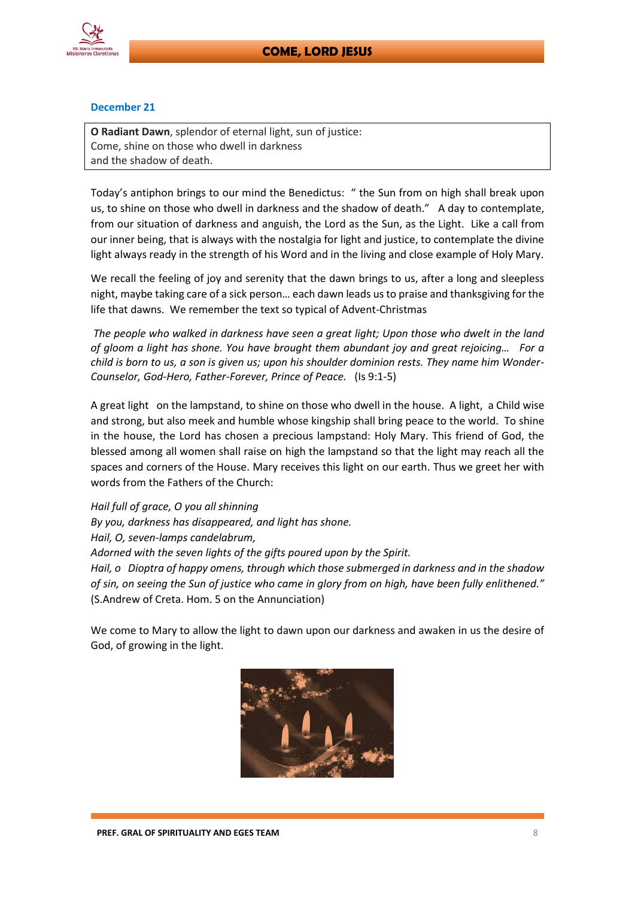## December 21

**O Radiant Dawn**, splendor of eternal light, sun of justice:
Come, shine on those who dwell in darkness
and the shadow of death.

Today's antiphon brings to our mind the Benedictus: " the Sun from on high shall break upon us, to shine on those who dwell in darkness and the shadow of death." A day to contemplate, from our situation of darkness and anguish, the Lord as the Sun, as the Light. Like a call from our inner being, that is always with the nostalgia for light and justice, to contemplate the divine light always ready in the strength of his Word and in the living and close example of Holy Mary.

We recall the feeling of joy and serenity that the dawn brings to us, after a long and sleepless night, maybe taking care of a sick person… each dawn leads us to praise and thanksgiving for the life that dawns. We remember the text so typical of Advent-Christmas

*The people who walked in darkness have seen a great light; Upon those who dwelt in the land of gloom a light has shone. You have brought them abundant joy and great rejoicing… For a child is born to us, a son is given us; upon his shoulder dominion rests. They name him Wonder-Counselor, God-Hero, Father-Forever, Prince of Peace.* (Is 9:1-5)

A great light on the lampstand, to shine on those who dwell in the house. A light, a Child wise and strong, but also meek and humble whose kingship shall bring peace to the world. To shine in the house, the Lord has chosen a precious lampstand: Holy Mary. This friend of God, the blessed among all women shall raise on high the lampstand so that the light may reach all the spaces and corners of the House. Mary receives this light on our earth. Thus we greet her with words from the Fathers of the Church:

*Hail full of grace, O you all shinning*
*By you, darkness has disappeared, and light has shone.*
*Hail, O, seven-lamps candelabrum,*
*Adorned with the seven lights of the gifts poured upon by the Spirit.*
*Hail, o Dioptra of happy omens, through which those submerged in darkness and in the shadow of sin, on seeing the Sun of justice who came in glory from on high, have been fully enlithened."*
(S.Andrew of Creta. Hom. 5 on the Annunciation)

We come to Mary to allow the light to dawn upon our darkness and awaken in us the desire of God, of growing in the light.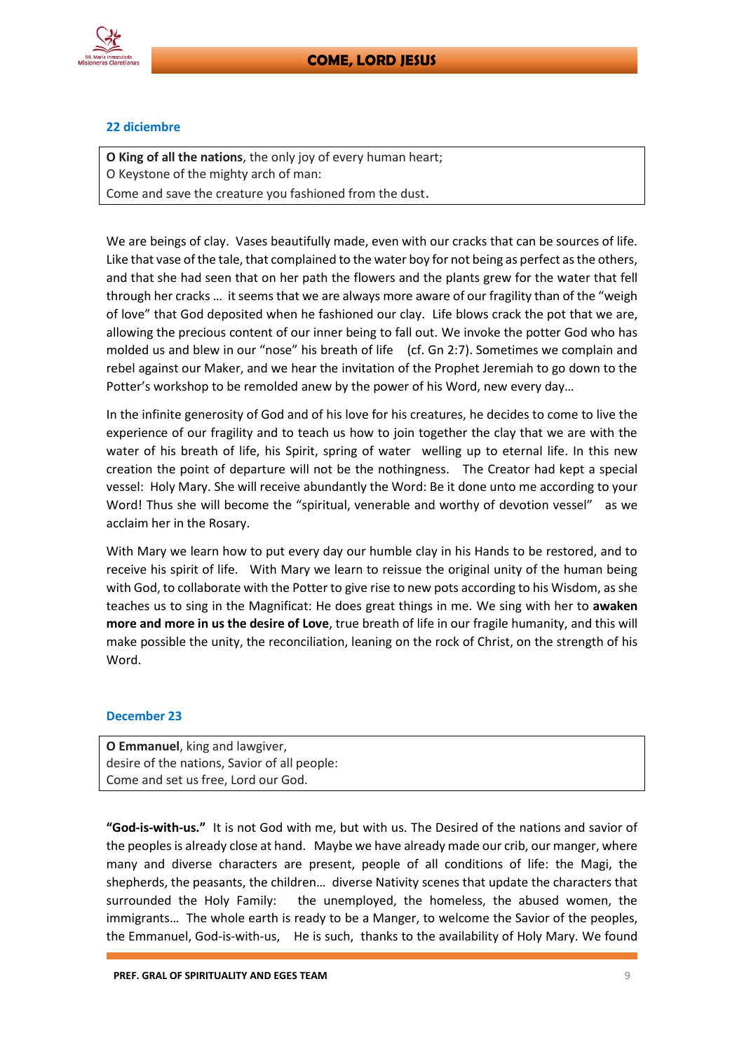### 22 diciembre

**O King of all the nations**, the only joy of every human heart;
O Keystone of the mighty arch of man:
Come and save the creature you fashioned from the dust.

We are beings of clay. Vases beautifully made, even with our cracks that can be sources of life. Like that vase of the tale, that complained to the water boy for not being as perfect as the others, and that she had seen that on her path the flowers and the plants grew for the water that fell through her cracks … it seems that we are always more aware of our fragility than of the "weigh of love" that God deposited when he fashioned our clay. Life blows crack the pot that we are, allowing the precious content of our inner being to fall out. We invoke the potter God who has molded us and blew in our "nose" his breath of life (cf. Gn 2:7). Sometimes we complain and rebel against our Maker, and we hear the invitation of the Prophet Jeremiah to go down to the Potter's workshop to be remolded anew by the power of his Word, new every day…

In the infinite generosity of God and of his love for his creatures, he decides to come to live the experience of our fragility and to teach us how to join together the clay that we are with the water of his breath of life, his Spirit, spring of water welling up to eternal life. In this new creation the point of departure will not be the nothingness. The Creator had kept a special vessel: Holy Mary. She will receive abundantly the Word: Be it done unto me according to your Word! Thus she will become the "spiritual, venerable and worthy of devotion vessel" as we acclaim her in the Rosary.

With Mary we learn how to put every day our humble clay in his Hands to be restored, and to receive his spirit of life. With Mary we learn to reissue the original unity of the human being with God, to collaborate with the Potter to give rise to new pots according to his Wisdom, as she teaches us to sing in the Magnificat: He does great things in me. We sing with her to **awaken more and more in us the desire of Love**, true breath of life in our fragile humanity, and this will make possible the unity, the reconciliation, leaning on the rock of Christ, on the strength of his Word.

### December 23

**O Emmanuel**, king and lawgiver,
desire of the nations, Savior of all people:
Come and set us free, Lord our God.

**"God-is-with-us."** It is not God with me, but with us. The Desired of the nations and savior of the peoples is already close at hand. Maybe we have already made our crib, our manger, where many and diverse characters are present, people of all conditions of life: the Magi, the shepherds, the peasants, the children… diverse Nativity scenes that update the characters that surrounded the Holy Family: the unemployed, the homeless, the abused women, the immigrants… The whole earth is ready to be a Manger, to welcome the Savior of the peoples, the Emmanuel, God-is-with-us, He is such, thanks to the availability of Holy Mary. We found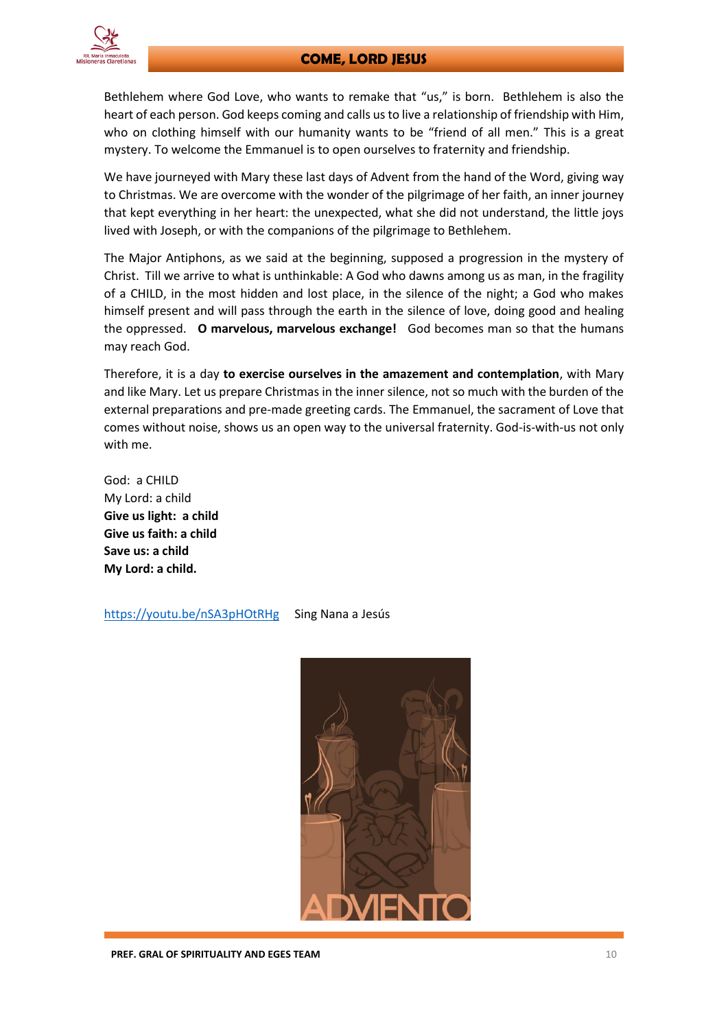Bethlehem where God Love, who wants to remake that "us," is born. Bethlehem is also the heart of each person. God keeps coming and calls us to live a relationship of friendship with Him, who on clothing himself with our humanity wants to be "friend of all men." This is a great mystery. To welcome the Emmanuel is to open ourselves to fraternity and friendship.

We have journeyed with Mary these last days of Advent from the hand of the Word, giving way to Christmas. We are overcome with the wonder of the pilgrimage of her faith, an inner journey that kept everything in her heart: the unexpected, what she did not understand, the little joys lived with Joseph, or with the companions of the pilgrimage to Bethlehem.

The Major Antiphons, as we said at the beginning, supposed a progression in the mystery of Christ. Till we arrive to what is unthinkable: A God who dawns among us as man, in the fragility of a CHILD, in the most hidden and lost place, in the silence of the night; a God who makes himself present and will pass through the earth in the silence of love, doing good and healing the oppressed. **O marvelous, marvelous exchange!** God becomes man so that the humans may reach God.

Therefore, it is a day **to exercise ourselves in the amazement and contemplation**, with Mary and like Mary. Let us prepare Christmas in the inner silence, not so much with the burden of the external preparations and pre-made greeting cards. The Emmanuel, the sacrament of Love that comes without noise, shows us an open way to the universal fraternity. God-is-with-us not only with me.

God: a CHILD
My Lord: a child
**Give us light: a child**
**Give us faith: a child**
**Save us: a child**
**My Lord: a child.**

https://youtu.be/nSA3pHOtRHg Sing Nana a Jesús